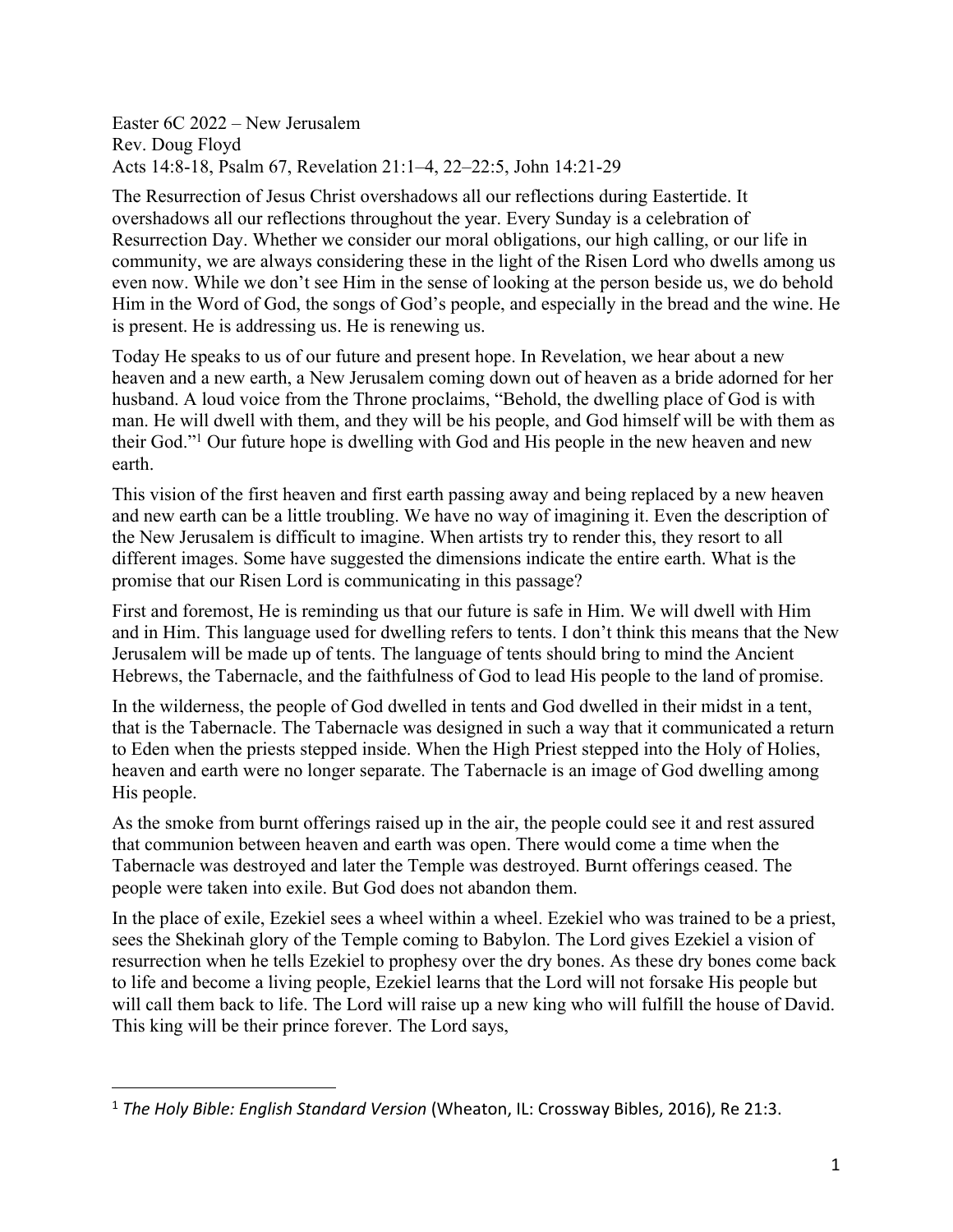Easter 6C 2022 – New Jerusalem
Rev. Doug Floyd
Acts 14:8-18, Psalm 67, Revelation 21:1–4, 22–22:5, John 14:21-29

The Resurrection of Jesus Christ overshadows all our reflections during Eastertide. It overshadows all our reflections throughout the year. Every Sunday is a celebration of Resurrection Day. Whether we consider our moral obligations, our high calling, or our life in community, we are always considering these in the light of the Risen Lord who dwells among us even now. While we don't see Him in the sense of looking at the person beside us, we do behold Him in the Word of God, the songs of God's people, and especially in the bread and the wine. He is present. He is addressing us. He is renewing us.

Today He speaks to us of our future and present hope. In Revelation, we hear about a new heaven and a new earth, a New Jerusalem coming down out of heaven as a bride adorned for her husband. A loud voice from the Throne proclaims, "Behold, the dwelling place of God is with man. He will dwell with them, and they will be his people, and God himself will be with them as their God."[1] Our future hope is dwelling with God and His people in the new heaven and new earth.

This vision of the first heaven and first earth passing away and being replaced by a new heaven and new earth can be a little troubling. We have no way of imagining it. Even the description of the New Jerusalem is difficult to imagine. When artists try to render this, they resort to all different images. Some have suggested the dimensions indicate the entire earth. What is the promise that our Risen Lord is communicating in this passage?

First and foremost, He is reminding us that our future is safe in Him. We will dwell with Him and in Him. This language used for dwelling refers to tents. I don't think this means that the New Jerusalem will be made up of tents. The language of tents should bring to mind the Ancient Hebrews, the Tabernacle, and the faithfulness of God to lead His people to the land of promise.

In the wilderness, the people of God dwelled in tents and God dwelled in their midst in a tent, that is the Tabernacle. The Tabernacle was designed in such a way that it communicated a return to Eden when the priests stepped inside. When the High Priest stepped into the Holy of Holies, heaven and earth were no longer separate. The Tabernacle is an image of God dwelling among His people.

As the smoke from burnt offerings raised up in the air, the people could see it and rest assured that communion between heaven and earth was open. There would come a time when the Tabernacle was destroyed and later the Temple was destroyed. Burnt offerings ceased. The people were taken into exile. But God does not abandon them.

In the place of exile, Ezekiel sees a wheel within a wheel. Ezekiel who was trained to be a priest, sees the Shekinah glory of the Temple coming to Babylon. The Lord gives Ezekiel a vision of resurrection when he tells Ezekiel to prophesy over the dry bones. As these dry bones come back to life and become a living people, Ezekiel learns that the Lord will not forsake His people but will call them back to life. The Lord will raise up a new king who will fulfill the house of David. This king will be their prince forever. The Lord says,

---

[1] *The Holy Bible: English Standard Version* (Wheaton, IL: Crossway Bibles, 2016), Re 21:3.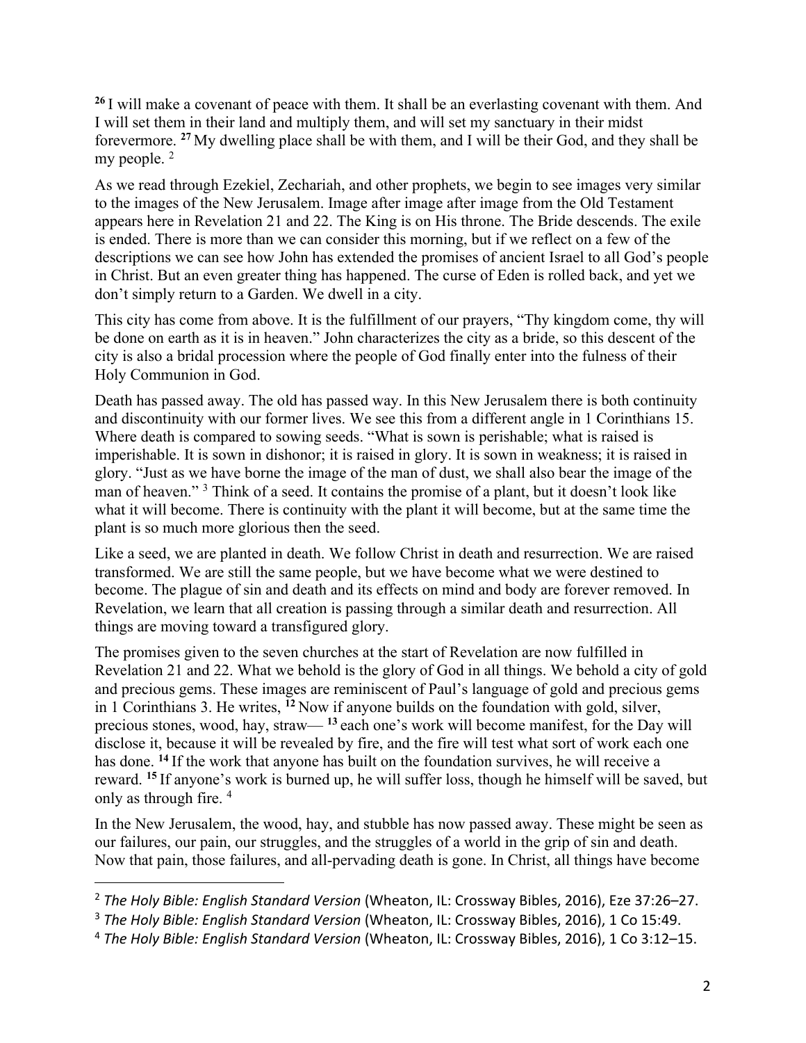[26] I will make a covenant of peace with them. It shall be an everlasting covenant with them. And I will set them in their land and multiply them, and will set my sanctuary in their midst forevermore. [27] My dwelling place shall be with them, and I will be their God, and they shall be my people. [2]

As we read through Ezekiel, Zechariah, and other prophets, we begin to see images very similar to the images of the New Jerusalem. Image after image after image from the Old Testament appears here in Revelation 21 and 22. The King is on His throne. The Bride descends. The exile is ended. There is more than we can consider this morning, but if we reflect on a few of the descriptions we can see how John has extended the promises of ancient Israel to all God's people in Christ. But an even greater thing has happened. The curse of Eden is rolled back, and yet we don't simply return to a Garden. We dwell in a city.

This city has come from above. It is the fulfillment of our prayers, "Thy kingdom come, thy will be done on earth as it is in heaven." John characterizes the city as a bride, so this descent of the city is also a bridal procession where the people of God finally enter into the fulness of their Holy Communion in God.

Death has passed away. The old has passed way. In this New Jerusalem there is both continuity and discontinuity with our former lives. We see this from a different angle in 1 Corinthians 15. Where death is compared to sowing seeds. "What is sown is perishable; what is raised is imperishable. It is sown in dishonor; it is raised in glory. It is sown in weakness; it is raised in glory. "Just as we have borne the image of the man of dust, we shall also bear the image of the man of heaven." [3] Think of a seed. It contains the promise of a plant, but it doesn't look like what it will become. There is continuity with the plant it will become, but at the same time the plant is so much more glorious then the seed.

Like a seed, we are planted in death. We follow Christ in death and resurrection. We are raised transformed. We are still the same people, but we have become what we were destined to become. The plague of sin and death and its effects on mind and body are forever removed. In Revelation, we learn that all creation is passing through a similar death and resurrection. All things are moving toward a transfigured glory.

The promises given to the seven churches at the start of Revelation are now fulfilled in Revelation 21 and 22. What we behold is the glory of God in all things. We behold a city of gold and precious gems. These images are reminiscent of Paul's language of gold and precious gems in 1 Corinthians 3. He writes, [12] Now if anyone builds on the foundation with gold, silver, precious stones, wood, hay, straw— [13] each one's work will become manifest, for the Day will disclose it, because it will be revealed by fire, and the fire will test what sort of work each one has done. [14] If the work that anyone has built on the foundation survives, he will receive a reward. [15] If anyone's work is burned up, he will suffer loss, though he himself will be saved, but only as through fire. [4]

In the New Jerusalem, the wood, hay, and stubble has now passed away. These might be seen as our failures, our pain, our struggles, and the struggles of a world in the grip of sin and death. Now that pain, those failures, and all-pervading death is gone. In Christ, all things have become

---

[2] *The Holy Bible: English Standard Version* (Wheaton, IL: Crossway Bibles, 2016), Eze 37:26–27.

[3] *The Holy Bible: English Standard Version* (Wheaton, IL: Crossway Bibles, 2016), 1 Co 15:49.

[4] *The Holy Bible: English Standard Version* (Wheaton, IL: Crossway Bibles, 2016), 1 Co 3:12–15.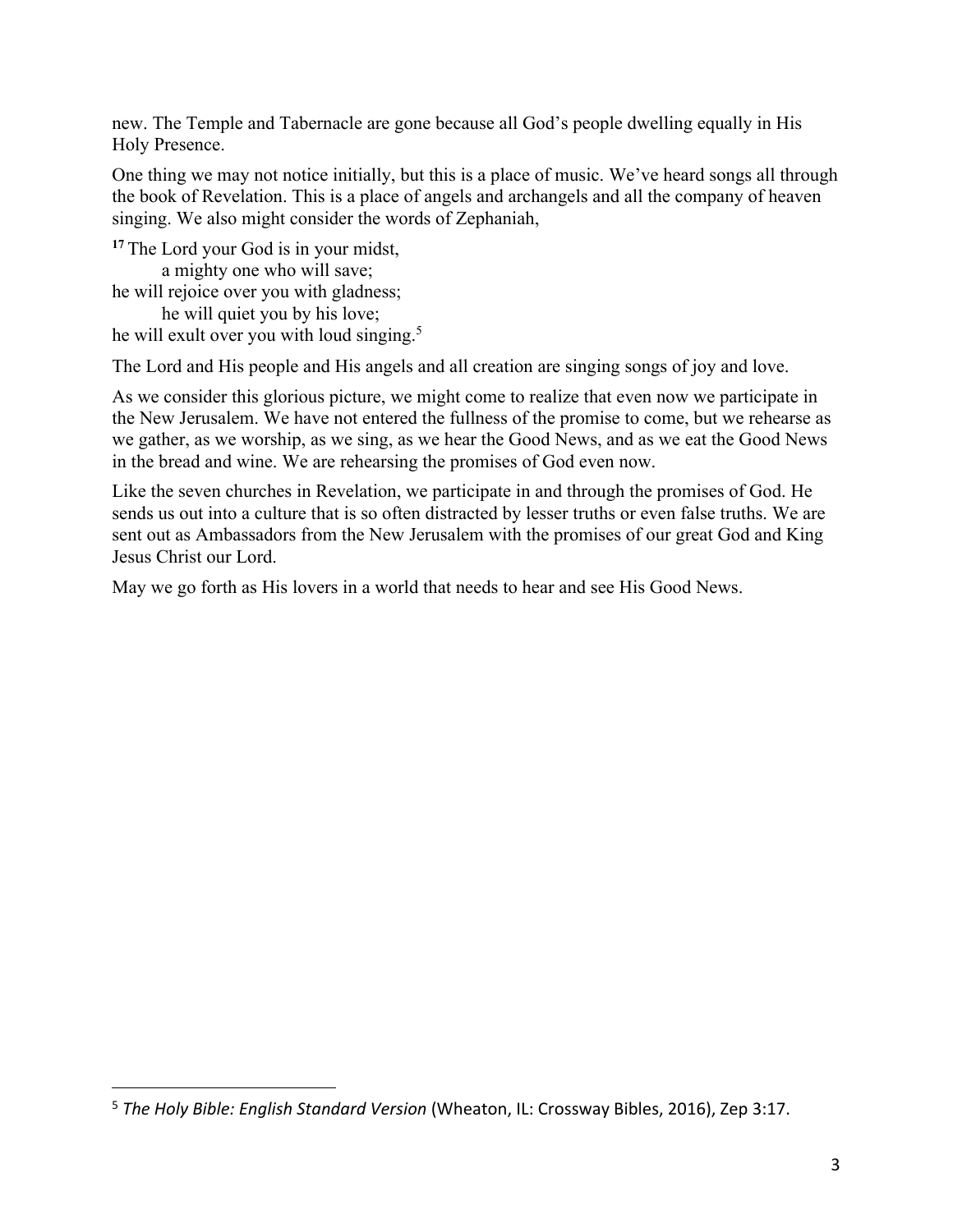new. The Temple and Tabernacle are gone because all God's people dwelling equally in His Holy Presence.

One thing we may not notice initially, but this is a place of music. We've heard songs all through the book of Revelation. This is a place of angels and archangels and all the company of heaven singing. We also might consider the words of Zephaniah,

**17** The Lord your God is in your midst,
  a mighty one who will save;
he will rejoice over you with gladness;
  he will quiet you by his love;
he will exult over you with loud singing.[5]

The Lord and His people and His angels and all creation are singing songs of joy and love.

As we consider this glorious picture, we might come to realize that even now we participate in the New Jerusalem. We have not entered the fullness of the promise to come, but we rehearse as we gather, as we worship, as we sing, as we hear the Good News, and as we eat the Good News in the bread and wine. We are rehearsing the promises of God even now.

Like the seven churches in Revelation, we participate in and through the promises of God. He sends us out into a culture that is so often distracted by lesser truths or even false truths. We are sent out as Ambassadors from the New Jerusalem with the promises of our great God and King Jesus Christ our Lord.

May we go forth as His lovers in a world that needs to hear and see His Good News.

---

[5] *The Holy Bible: English Standard Version* (Wheaton, IL: Crossway Bibles, 2016), Zep 3:17.